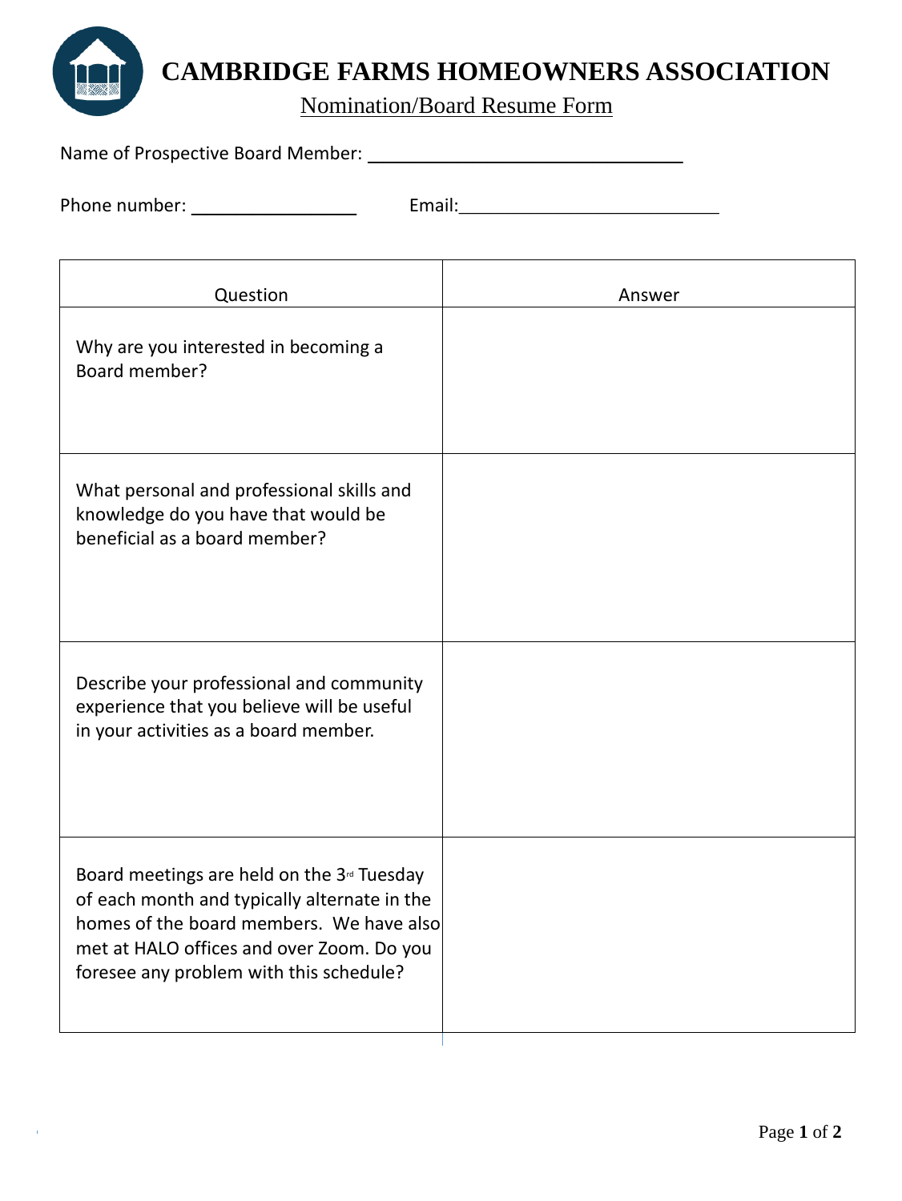# CAMBRIDGE FARMS HOMEOWNERS ASSOCIATION

Nomination/Board Resume Form

Name of Prospective Board Member: ________________________________

Phone number: _________________ Email:___________________________

| Question | Answer |
| --- | --- |
| Why are you interested in becoming a Board member? | |
| What personal and professional skills and knowledge do you have that would be beneficial as a board member? | |
| Describe your professional and community experience that you believe will be useful in your activities as a board member. | |
| Board meetings are held on the 3rd Tuesday of each month and typically alternate in the homes of the board members. We have also met at HALO offices and over Zoom. Do you foresee any problem with this schedule? | |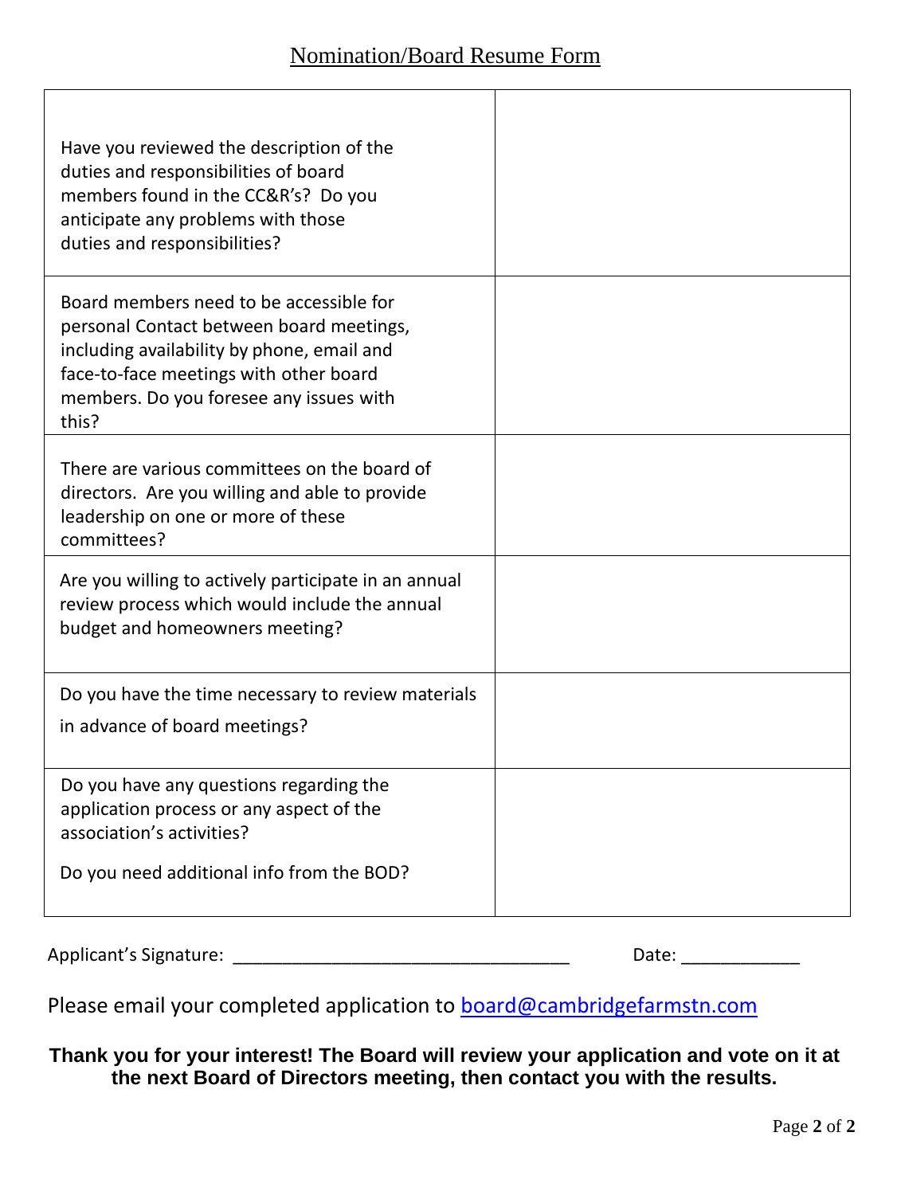# Nomination/Board Resume Form

| | |
|---|---|
| Have you reviewed the description of the duties and responsibilities of board members found in the CC&R's? Do you anticipate any problems with those duties and responsibilities? | |
| Board members need to be accessible for personal Contact between board meetings, including availability by phone, email and face-to-face meetings with other board members. Do you foresee any issues with this? | |
| There are various committees on the board of directors. Are you willing and able to provide leadership on one or more of these committees? | |
| Are you willing to actively participate in an annual review process which would include the annual budget and homeowners meeting? | |
| Do you have the time necessary to review materials in advance of board meetings? | |
| Do you have any questions regarding the application process or any aspect of the association's activities?<br><br>Do you need additional info from the BOD? | |

Applicant's Signature: ___________________________________ Date: ____________

Please email your completed application to board@cambridgefarmstn.com

**Thank you for your interest! The Board will review your application and vote on it at the next Board of Directors meeting, then contact you with the results.**